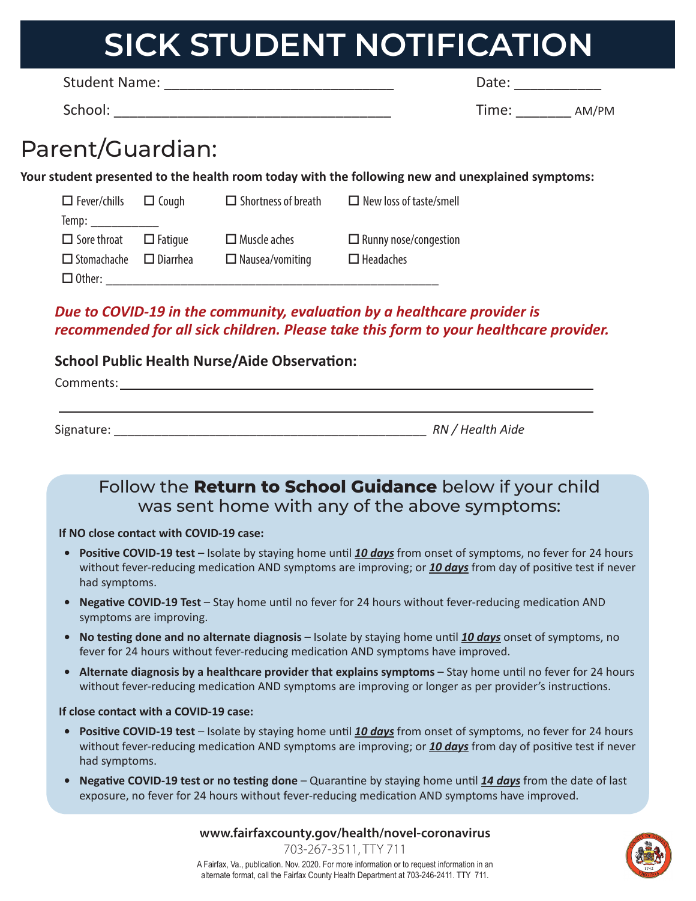# SICK STUDENT NOTIFICATION

Student Name: ______________________________ Date: ___________

School: ____________________________________ Time: _______ AM/PM

## Parent/Guardian:

**Your student presented to the health room today with the following new and unexplained symptoms:**

☐ Fever/chills ☐ Cough ☐ Shortness of breath ☐ New loss of taste/smell

Temp: __________

☐ Sore throat ☐ Fatigue ☐ Muscle aches ☐ Runny nose/congestion

☐ Stomachache ☐ Diarrhea ☐ Nausea/vomiting ☐ Headaches

☐ Other: ____________________________________________________

***Due to COVID-19 in the community, evaluation by a healthcare provider is recommended for all sick children. Please take this form to your healthcare provider.***

### School Public Health Nurse/Aide Observation:

Comments: ______________________________________________________________

______________________________________________________________

Signature: _______________________________________________ *RN / Health Aide*

## Follow the **Return to School Guidance** below if your child was sent home with any of the above symptoms:

**If NO close contact with COVID-19 case:**

- **Positive COVID-19 test** – Isolate by staying home until ***10 days*** from onset of symptoms, no fever for 24 hours without fever-reducing medication AND symptoms are improving; or ***10 days*** from day of positive test if never had symptoms.
- **Negative COVID-19 Test** – Stay home until no fever for 24 hours without fever-reducing medication AND symptoms are improving.
- **No testing done and no alternate diagnosis** – Isolate by staying home until ***10 days*** onset of symptoms, no fever for 24 hours without fever-reducing medication AND symptoms have improved.
- **Alternate diagnosis by a healthcare provider that explains symptoms** – Stay home until no fever for 24 hours without fever-reducing medication AND symptoms are improving or longer as per provider's instructions.

**If close contact with a COVID-19 case:**

- **Positive COVID-19 test** – Isolate by staying home until ***10 days*** from onset of symptoms, no fever for 24 hours without fever-reducing medication AND symptoms are improving; or ***10 days*** from day of positive test if never had symptoms.
- **Negative COVID-19 test or no testing done** – Quarantine by staying home until ***14 days*** from the date of last exposure, no fever for 24 hours without fever-reducing medication AND symptoms have improved.

**www.fairfaxcounty.gov/health/novel-coronavirus**

703-267-3511, TTY 711

A Fairfax, Va., publication. Nov. 2020. For more information or to request information in an alternate format, call the Fairfax County Health Department at 703-246-2411. TTY 711.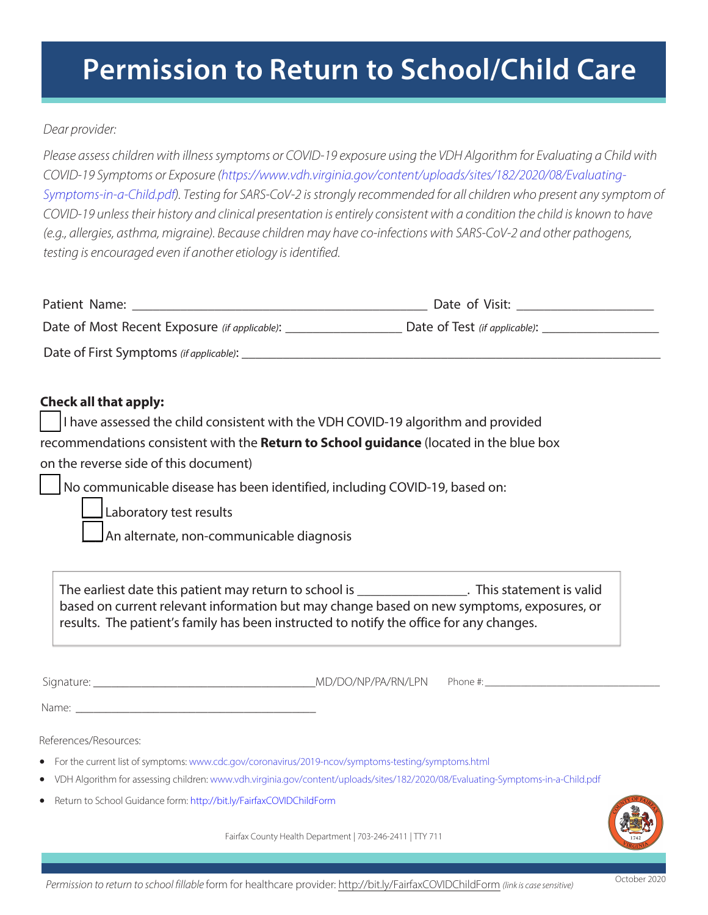# Permission to Return to School/Child Care

*Dear provider:*

*Please assess children with illness symptoms or COVID-19 exposure using the VDH Algorithm for Evaluating a Child with COVID-19 Symptoms or Exposure (https://www.vdh.virginia.gov/content/uploads/sites/182/2020/08/Evaluating-Symptoms-in-a-Child.pdf). Testing for SARS-CoV-2 is strongly recommended for all children who present any symptom of COVID-19 unless their history and clinical presentation is entirely consistent with a condition the child is known to have (e.g., allergies, asthma, migraine). Because children may have co-infections with SARS-CoV-2 and other pathogens, testing is encouraged even if another etiology is identified.*

Patient Name: ______________________________ Date of Visit: ____________________

Date of Most Recent Exposure *(if applicable)*: ________________ Date of Test *(if applicable)*: ________________

Date of First Symptoms *(if applicable)*: ____________________________________________

**Check all that apply:**

☐ I have assessed the child consistent with the VDH COVID-19 algorithm and provided recommendations consistent with the **Return to School guidance** (located in the blue box on the reverse side of this document)

☐ No communicable disease has been identified, including COVID-19, based on:

- ☐ Laboratory test results
- ☐ An alternate, non-communicable diagnosis

The earliest date this patient may return to school is ________________. This statement is valid based on current relevant information but may change based on new symptoms, exposures, or results. The patient's family has been instructed to notify the office for any changes.

Signature: ____________________________________ MD/DO/NP/PA/RN/LPN Phone #: ______________________________

Name: ________________________________________

References/Resources:

- For the current list of symptoms: www.cdc.gov/coronavirus/2019-ncov/symptoms-testing/symptoms.html
- VDH Algorithm for assessing children: www.vdh.virginia.gov/content/uploads/sites/182/2020/08/Evaluating-Symptoms-in-a-Child.pdf
- Return to School Guidance form: http://bit.ly/FairfaxCOVIDChildForm

Fairfax County Health Department | 703-246-2411 | TTY 711

*Permission to return to school fillable* form for healthcare provider: http://bit.ly/FairfaxCOVIDChildForm *(link is case sensitive)*

October 2020